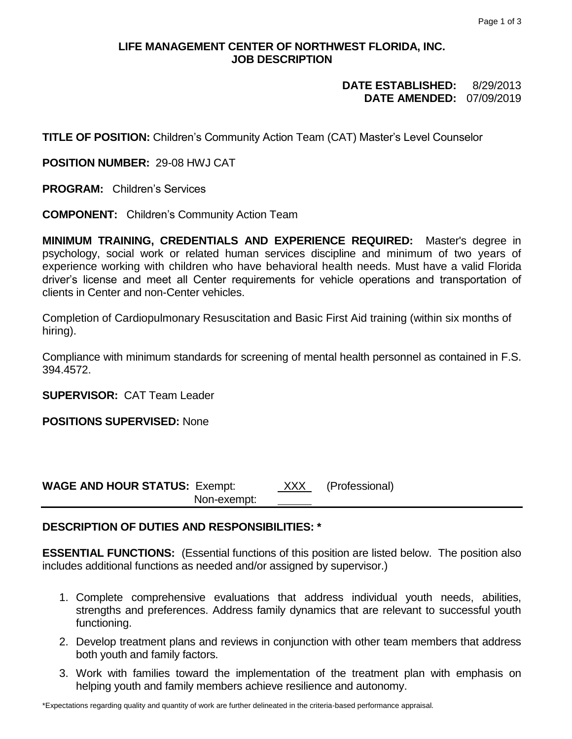**LIFE MANAGEMENT CENTER OF NORTHWEST FLORIDA, INC.**
**JOB DESCRIPTION**

**DATE ESTABLISHED:** 8/29/2013
**DATE AMENDED:** 07/09/2019

**TITLE OF POSITION:** Children's Community Action Team (CAT) Master's Level Counselor

**POSITION NUMBER:** 29-08 HWJ CAT

**PROGRAM:** Children's Services

**COMPONENT:** Children's Community Action Team

**MINIMUM TRAINING, CREDENTIALS AND EXPERIENCE REQUIRED:** Master's degree in psychology, social work or related human services discipline and minimum of two years of experience working with children who have behavioral health needs. Must have a valid Florida driver's license and meet all Center requirements for vehicle operations and transportation of clients in Center and non-Center vehicles.

Completion of Cardiopulmonary Resuscitation and Basic First Aid training (within six months of hiring).

Compliance with minimum standards for screening of mental health personnel as contained in F.S. 394.4572.

**SUPERVISOR:** CAT Team Leader

**POSITIONS SUPERVISED:** None

**WAGE AND HOUR STATUS:** Exempt: XXX (Professional)
Non-exempt: ______

## DESCRIPTION OF DUTIES AND RESPONSIBILITIES: *

**ESSENTIAL FUNCTIONS:** (Essential functions of this position are listed below. The position also includes additional functions as needed and/or assigned by supervisor.)

1. Complete comprehensive evaluations that address individual youth needs, abilities, strengths and preferences. Address family dynamics that are relevant to successful youth functioning.
2. Develop treatment plans and reviews in conjunction with other team members that address both youth and family factors.
3. Work with families toward the implementation of the treatment plan with emphasis on helping youth and family members achieve resilience and autonomy.

*Expectations regarding quality and quantity of work are further delineated in the criteria-based performance appraisal.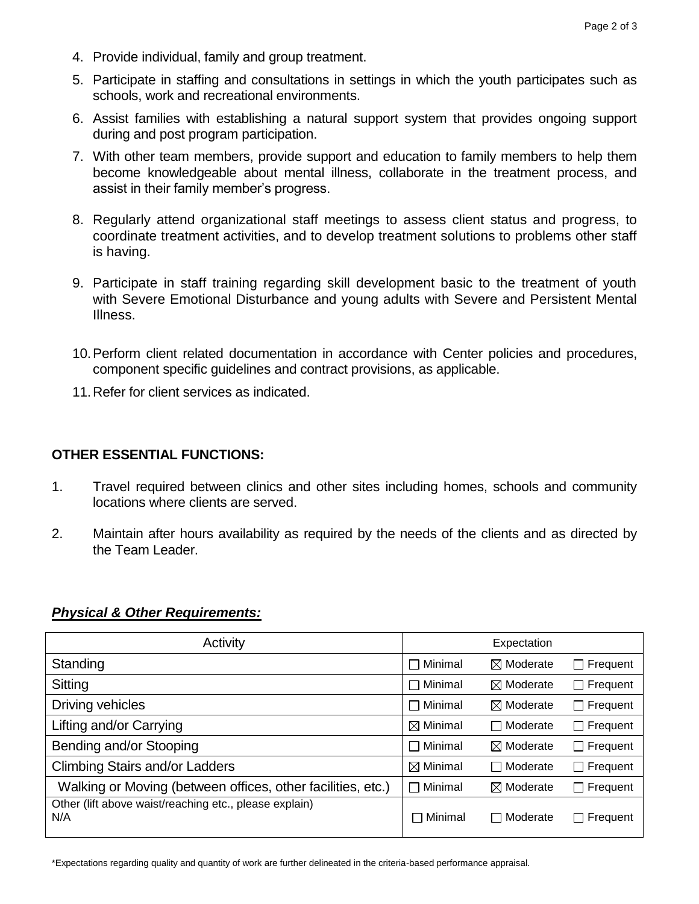4. Provide individual, family and group treatment.
5. Participate in staffing and consultations in settings in which the youth participates such as schools, work and recreational environments.
6. Assist families with establishing a natural support system that provides ongoing support during and post program participation.
7. With other team members, provide support and education to family members to help them become knowledgeable about mental illness, collaborate in the treatment process, and assist in their family member's progress.
8. Regularly attend organizational staff meetings to assess client status and progress, to coordinate treatment activities, and to develop treatment solutions to problems other staff is having.
9. Participate in staff training regarding skill development basic to the treatment of youth with Severe Emotional Disturbance and young adults with Severe and Persistent Mental Illness.
10. Perform client related documentation in accordance with Center policies and procedures, component specific guidelines and contract provisions, as applicable.
11. Refer for client services as indicated.

**OTHER ESSENTIAL FUNCTIONS:**

1. Travel required between clinics and other sites including homes, schools and community locations where clients are served.
2. Maintain after hours availability as required by the needs of the clients and as directed by the Team Leader.

***Physical & Other Requirements:***

| Activity | Expectation | | |
|---|---|---|---|
| Standing | ☐ Minimal | ☒ Moderate | ☐ Frequent |
| Sitting | ☐ Minimal | ☒ Moderate | ☐ Frequent |
| Driving vehicles | ☐ Minimal | ☒ Moderate | ☐ Frequent |
| Lifting and/or Carrying | ☒ Minimal | ☐ Moderate | ☐ Frequent |
| Bending and/or Stooping | ☐ Minimal | ☒ Moderate | ☐ Frequent |
| Climbing Stairs and/or Ladders | ☒ Minimal | ☐ Moderate | ☐ Frequent |
| Walking or Moving (between offices, other facilities, etc.) | ☐ Minimal | ☒ Moderate | ☐ Frequent |
| Other (lift above waist/reaching etc., please explain) N/A | ☐ Minimal | ☐ Moderate | ☐ Frequent |

*Expectations regarding quality and quantity of work are further delineated in the criteria-based performance appraisal.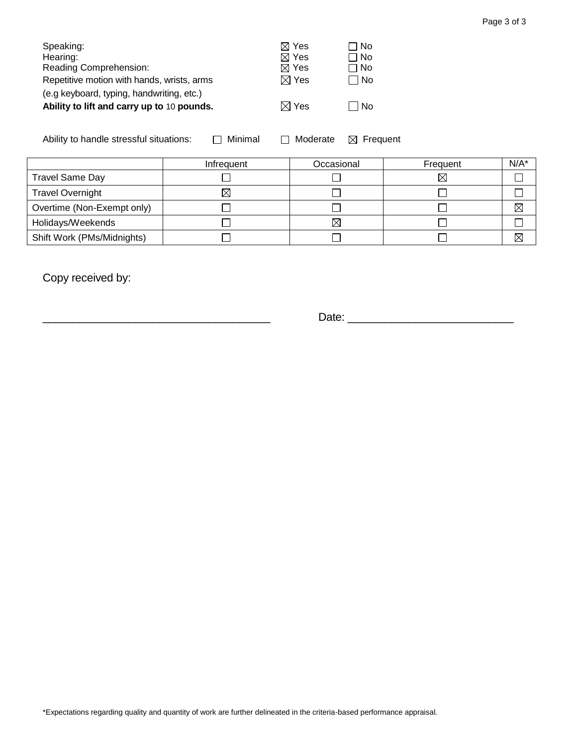Speaking: ☒ Yes ☐ No
Hearing: ☒ Yes ☐ No
Reading Comprehension: ☒ Yes ☐ No
Repetitive motion with hands, wrists, arms (e.g keyboard, typing, handwriting, etc.) ☒ Yes ☐ No
**Ability to lift and carry up to** 10 **pounds.** ☒ Yes ☐ No

Ability to handle stressful situations: ☐ Minimal ☐ Moderate ☒ Frequent

| | Infrequent | Occasional | Frequent | N/A* |
|---|---|---|---|---|
| Travel Same Day | ☐ | ☐ | ☒ | ☐ |
| Travel Overnight | ☒ | ☐ | ☐ | ☐ |
| Overtime (Non-Exempt only) | ☐ | ☐ | ☐ | ☒ |
| Holidays/Weekends | ☐ | ☒ | ☐ | ☐ |
| Shift Work (PMs/Midnights) | ☐ | ☐ | ☐ | ☒ |

Copy received by:

____________________________________ Date: __________________________

*Expectations regarding quality and quantity of work are further delineated in the criteria-based performance appraisal.